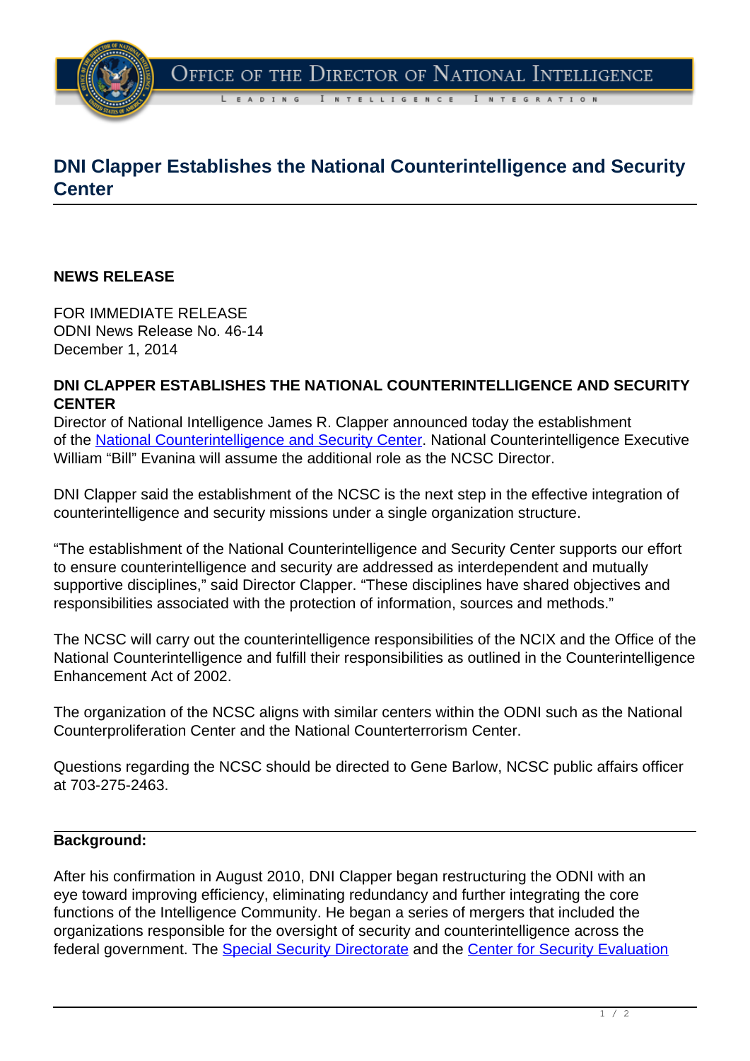# DNI Clapper Establishes the National Counterintelligence and Security Center

**NEWS RELEASE**

FOR IMMEDIATE RELEASE
ODNI News Release No. 46-14
December 1, 2014

**DNI CLAPPER ESTABLISHES THE NATIONAL COUNTERINTELLIGENCE AND SECURITY CENTER**

Director of National Intelligence James R. Clapper announced today the establishment of the National Counterintelligence and Security Center. National Counterintelligence Executive William "Bill" Evanina will assume the additional role as the NCSC Director.

DNI Clapper said the establishment of the NCSC is the next step in the effective integration of counterintelligence and security missions under a single organization structure.

"The establishment of the National Counterintelligence and Security Center supports our effort to ensure counterintelligence and security are addressed as interdependent and mutually supportive disciplines," said Director Clapper. "These disciplines have shared objectives and responsibilities associated with the protection of information, sources and methods."

The NCSC will carry out the counterintelligence responsibilities of the NCIX and the Office of the National Counterintelligence and fulfill their responsibilities as outlined in the Counterintelligence Enhancement Act of 2002.

The organization of the NCSC aligns with similar centers within the ODNI such as the National Counterproliferation Center and the National Counterterrorism Center.

Questions regarding the NCSC should be directed to Gene Barlow, NCSC public affairs officer at 703-275-2463.

---

**Background:**

After his confirmation in August 2010, DNI Clapper began restructuring the ODNI with an eye toward improving efficiency, eliminating redundancy and further integrating the core functions of the Intelligence Community. He began a series of mergers that included the organizations responsible for the oversight of security and counterintelligence across the federal government. The Special Security Directorate and the Center for Security Evaluation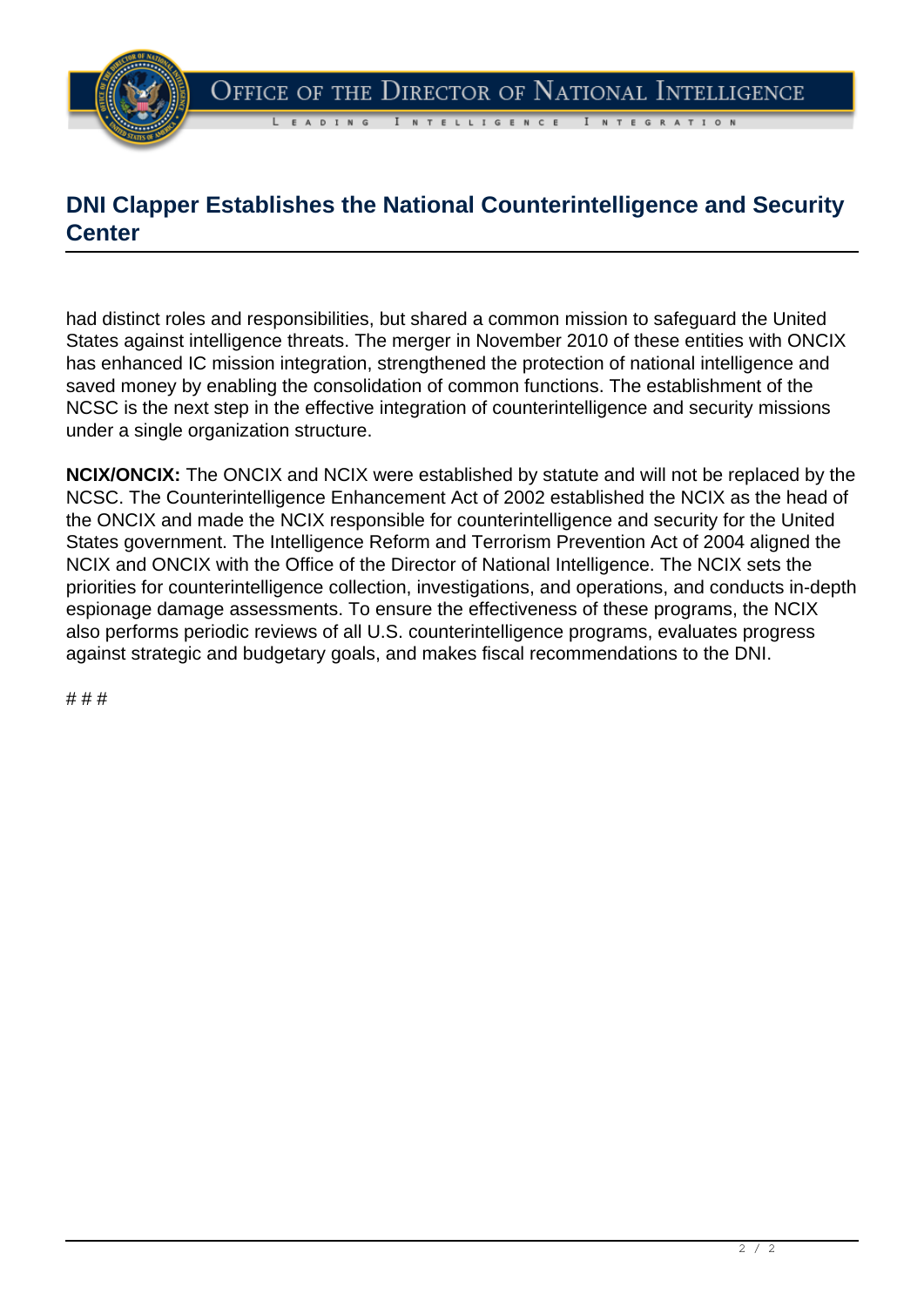had distinct roles and responsibilities, but shared a common mission to safeguard the United States against intelligence threats. The merger in November 2010 of these entities with ONCIX has enhanced IC mission integration, strengthened the protection of national intelligence and saved money by enabling the consolidation of common functions. The establishment of the NCSC is the next step in the effective integration of counterintelligence and security missions under a single organization structure.

**NCIX/ONCIX:** The ONCIX and NCIX were established by statute and will not be replaced by the NCSC. The Counterintelligence Enhancement Act of 2002 established the NCIX as the head of the ONCIX and made the NCIX responsible for counterintelligence and security for the United States government. The Intelligence Reform and Terrorism Prevention Act of 2004 aligned the NCIX and ONCIX with the Office of the Director of National Intelligence. The NCIX sets the priorities for counterintelligence collection, investigations, and operations, and conducts in-depth espionage damage assessments. To ensure the effectiveness of these programs, the NCIX also performs periodic reviews of all U.S. counterintelligence programs, evaluates progress against strategic and budgetary goals, and makes fiscal recommendations to the DNI.

# # #